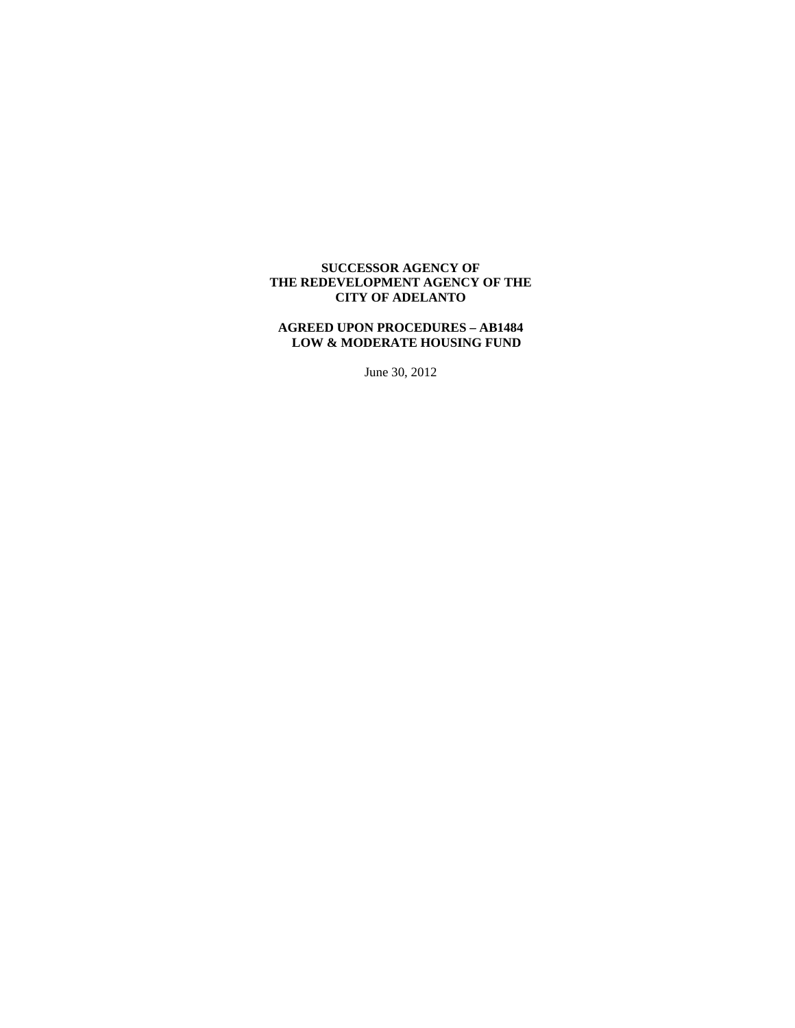**SUCCESSOR AGENCY OF
THE REDEVELOPMENT AGENCY OF THE
CITY OF ADELANTO**

**AGREED UPON PROCEDURES – AB1484
LOW & MODERATE HOUSING FUND**

June 30, 2012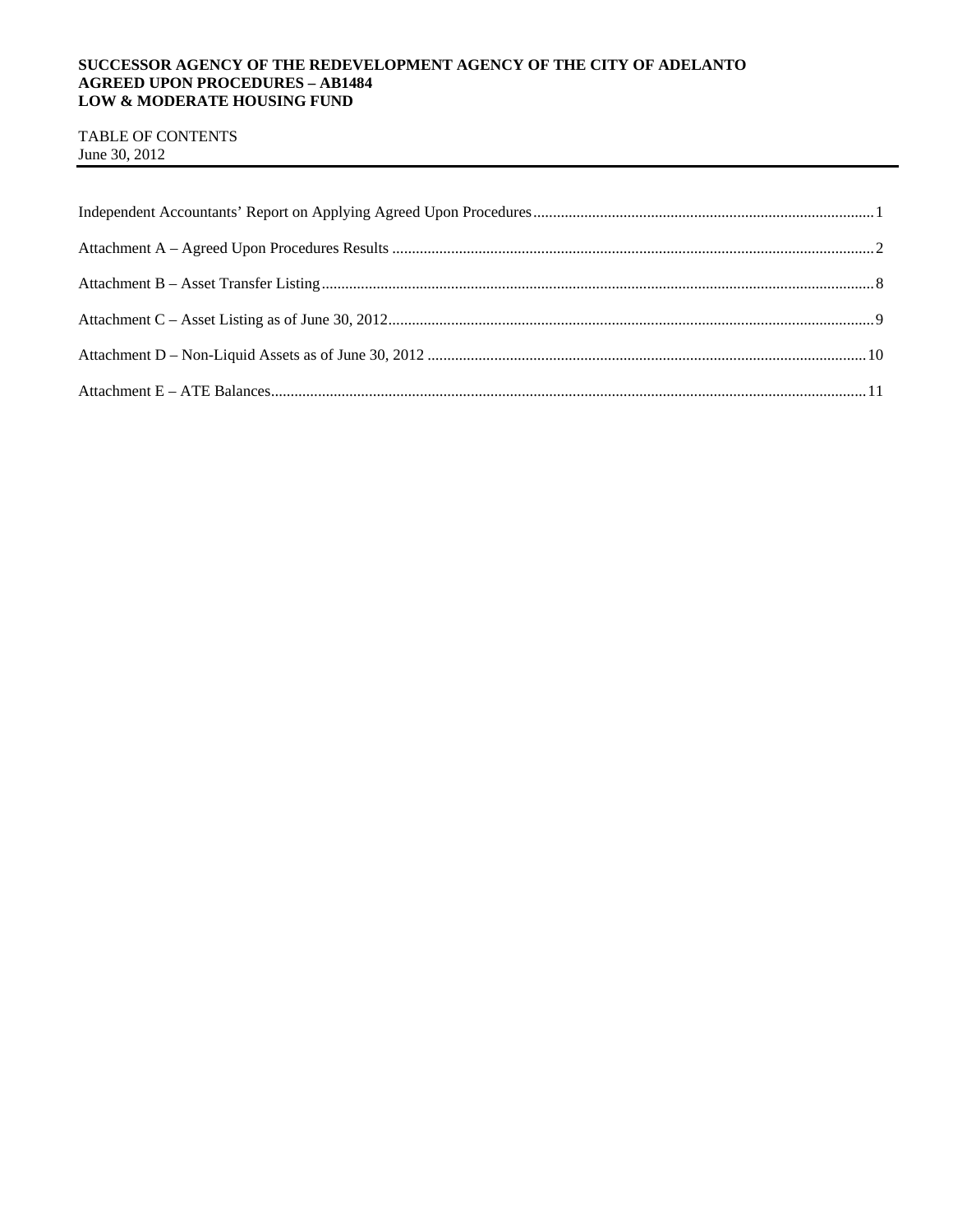**SUCCESSOR AGENCY OF THE REDEVELOPMENT AGENCY OF THE CITY OF ADELANTO**
**AGREED UPON PROCEDURES – AB1484**
**LOW & MODERATE HOUSING FUND**

TABLE OF CONTENTS
June 30, 2012

| | |
|---|---|
| Independent Accountants' Report on Applying Agreed Upon Procedures | 1 |
| Attachment A – Agreed Upon Procedures Results | 2 |
| Attachment B – Asset Transfer Listing | 8 |
| Attachment C – Asset Listing as of June 30, 2012 | 9 |
| Attachment D – Non-Liquid Assets as of June 30, 2012 | 10 |
| Attachment E – ATE Balances | 11 |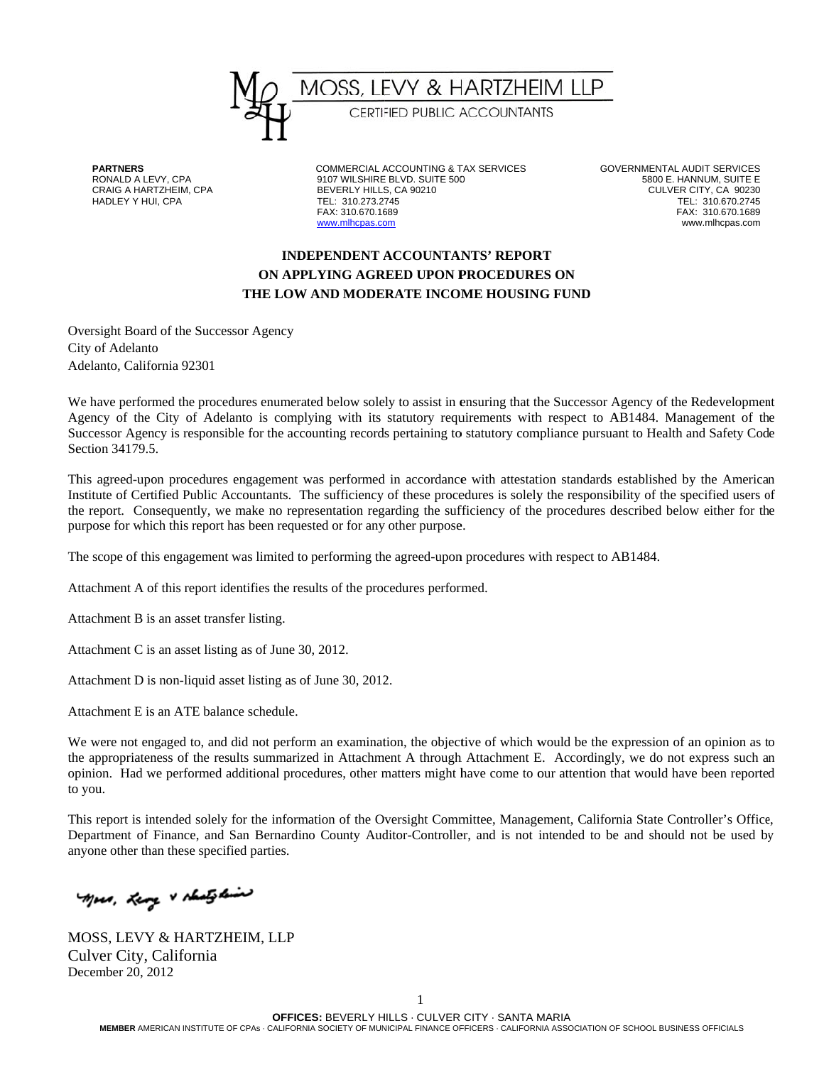MOSS, LEVY & HARTZHEIM LLP

CERTIFIED PUBLIC ACCOUNTANTS

**PARTNERS**
RONALD A LEVY, CPA
CRAIG A HARTZHEIM, CPA
HADLEY Y HUI, CPA

COMMERCIAL ACCOUNTING & TAX SERVICES
9107 WILSHIRE BLVD. SUITE 500
BEVERLY HILLS, CA 90210
TEL: 310.273.2745
FAX: 310.670.1689
www.mlhcpas.com

GOVERNMENTAL AUDIT SERVICES
5800 E. HANNUM, SUITE E
CULVER CITY, CA 90230
TEL: 310.670.2745
FAX: 310.670.1689
www.mlhcpas.com

## INDEPENDENT ACCOUNTANTS' REPORT ON APPLYING AGREED UPON PROCEDURES ON THE LOW AND MODERATE INCOME HOUSING FUND

Oversight Board of the Successor Agency
City of Adelanto
Adelanto, California 92301

We have performed the procedures enumerated below solely to assist in ensuring that the Successor Agency of the Redevelopment Agency of the City of Adelanto is complying with its statutory requirements with respect to AB1484. Management of the Successor Agency is responsible for the accounting records pertaining to statutory compliance pursuant to Health and Safety Code Section 34179.5.

This agreed-upon procedures engagement was performed in accordance with attestation standards established by the American Institute of Certified Public Accountants. The sufficiency of these procedures is solely the responsibility of the specified users of the report. Consequently, we make no representation regarding the sufficiency of the procedures described below either for the purpose for which this report has been requested or for any other purpose.

The scope of this engagement was limited to performing the agreed-upon procedures with respect to AB1484.

Attachment A of this report identifies the results of the procedures performed.

Attachment B is an asset transfer listing.

Attachment C is an asset listing as of June 30, 2012.

Attachment D is non-liquid asset listing as of June 30, 2012.

Attachment E is an ATE balance schedule.

We were not engaged to, and did not perform an examination, the objective of which would be the expression of an opinion as to the appropriateness of the results summarized in Attachment A through Attachment E. Accordingly, we do not express such an opinion. Had we performed additional procedures, other matters might have come to our attention that would have been reported to you.

This report is intended solely for the information of the Oversight Committee, Management, California State Controller's Office, Department of Finance, and San Bernardino County Auditor-Controller, and is not intended to be and should not be used by anyone other than these specified parties.

Moss, Levy & Hartzheim

MOSS, LEVY & HARTZHEIM, LLP
Culver City, California
December 20, 2012

**OFFICES:** BEVERLY HILLS · CULVER CITY · SANTA MARIA
**MEMBER** AMERICAN INSTITUTE OF CPAs · CALIFORNIA SOCIETY OF MUNICIPAL FINANCE OFFICERS · CALIFORNIA ASSOCIATION OF SCHOOL BUSINESS OFFICIALS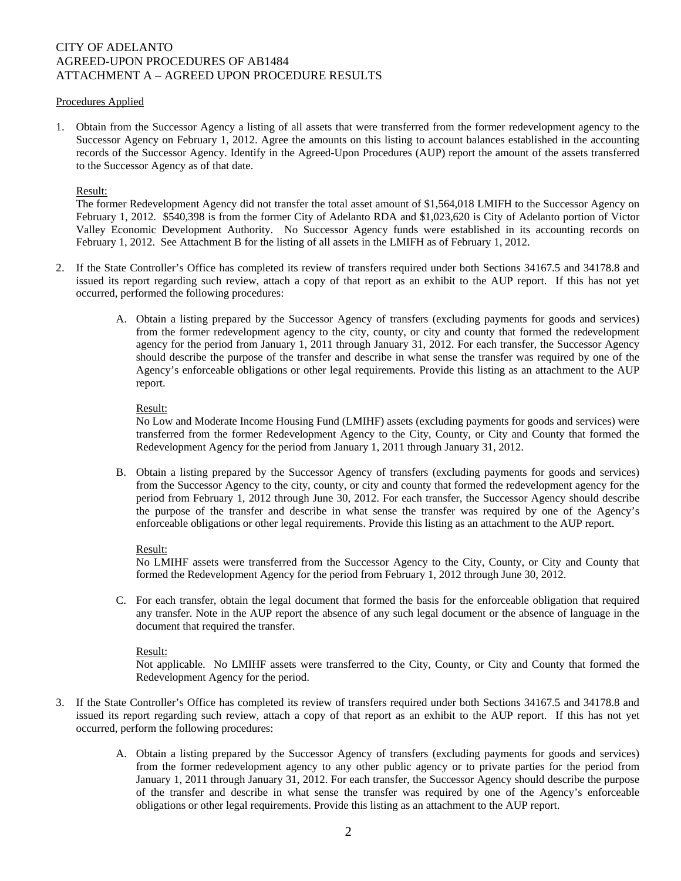CITY OF ADELANTO
AGREED-UPON PROCEDURES OF AB1484
ATTACHMENT A – AGREED UPON PROCEDURE RESULTS

Procedures Applied

1. Obtain from the Successor Agency a listing of all assets that were transferred from the former redevelopment agency to the Successor Agency on February 1, 2012. Agree the amounts on this listing to account balances established in the accounting records of the Successor Agency. Identify in the Agreed-Upon Procedures (AUP) report the amount of the assets transferred to the Successor Agency as of that date.

   Result:
   The former Redevelopment Agency did not transfer the total asset amount of $1,564,018 LMIFH to the Successor Agency on February 1, 2012. $540,398 is from the former City of Adelanto RDA and $1,023,620 is City of Adelanto portion of Victor Valley Economic Development Authority. No Successor Agency funds were established in its accounting records on February 1, 2012. See Attachment B for the listing of all assets in the LMIFH as of February 1, 2012.

2. If the State Controller's Office has completed its review of transfers required under both Sections 34167.5 and 34178.8 and issued its report regarding such review, attach a copy of that report as an exhibit to the AUP report. If this has not yet occurred, performed the following procedures:

   A. Obtain a listing prepared by the Successor Agency of transfers (excluding payments for goods and services) from the former redevelopment agency to the city, county, or city and county that formed the redevelopment agency for the period from January 1, 2011 through January 31, 2012. For each transfer, the Successor Agency should describe the purpose of the transfer and describe in what sense the transfer was required by one of the Agency's enforceable obligations or other legal requirements. Provide this listing as an attachment to the AUP report.

      Result:
      No Low and Moderate Income Housing Fund (LMIHF) assets (excluding payments for goods and services) were transferred from the former Redevelopment Agency to the City, County, or City and County that formed the Redevelopment Agency for the period from January 1, 2011 through January 31, 2012.

   B. Obtain a listing prepared by the Successor Agency of transfers (excluding payments for goods and services) from the Successor Agency to the city, county, or city and county that formed the redevelopment agency for the period from February 1, 2012 through June 30, 2012. For each transfer, the Successor Agency should describe the purpose of the transfer and describe in what sense the transfer was required by one of the Agency's enforceable obligations or other legal requirements. Provide this listing as an attachment to the AUP report.

      Result:
      No LMIHF assets were transferred from the Successor Agency to the City, County, or City and County that formed the Redevelopment Agency for the period from February 1, 2012 through June 30, 2012.

   C. For each transfer, obtain the legal document that formed the basis for the enforceable obligation that required any transfer. Note in the AUP report the absence of any such legal document or the absence of language in the document that required the transfer.

      Result:
      Not applicable. No LMIHF assets were transferred to the City, County, or City and County that formed the Redevelopment Agency for the period.

3. If the State Controller's Office has completed its review of transfers required under both Sections 34167.5 and 34178.8 and issued its report regarding such review, attach a copy of that report as an exhibit to the AUP report. If this has not yet occurred, perform the following procedures:

   A. Obtain a listing prepared by the Successor Agency of transfers (excluding payments for goods and services) from the former redevelopment agency to any other public agency or to private parties for the period from January 1, 2011 through January 31, 2012. For each transfer, the Successor Agency should describe the purpose of the transfer and describe in what sense the transfer was required by one of the Agency's enforceable obligations or other legal requirements. Provide this listing as an attachment to the AUP report.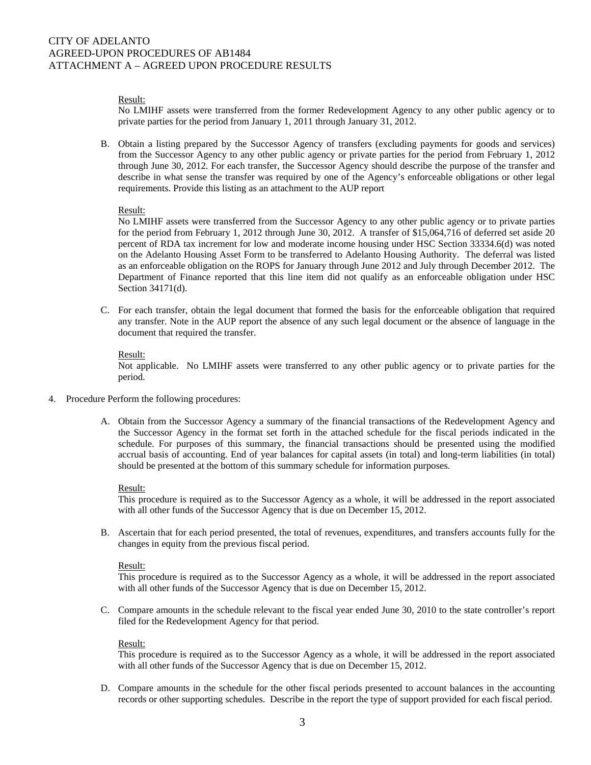Result:
No LMIHF assets were transferred from the former Redevelopment Agency to any other public agency or to private parties for the period from January 1, 2011 through January 31, 2012.

B. Obtain a listing prepared by the Successor Agency of transfers (excluding payments for goods and services) from the Successor Agency to any other public agency or private parties for the period from February 1, 2012 through June 30, 2012. For each transfer, the Successor Agency should describe the purpose of the transfer and describe in what sense the transfer was required by one of the Agency's enforceable obligations or other legal requirements. Provide this listing as an attachment to the AUP report

Result:
No LMIHF assets were transferred from the Successor Agency to any other public agency or to private parties for the period from February 1, 2012 through June 30, 2012. A transfer of $15,064,716 of deferred set aside 20 percent of RDA tax increment for low and moderate income housing under HSC Section 33334.6(d) was noted on the Adelanto Housing Asset Form to be transferred to Adelanto Housing Authority. The deferral was listed as an enforceable obligation on the ROPS for January through June 2012 and July through December 2012. The Department of Finance reported that this line item did not qualify as an enforceable obligation under HSC Section 34171(d).

C. For each transfer, obtain the legal document that formed the basis for the enforceable obligation that required any transfer. Note in the AUP report the absence of any such legal document or the absence of language in the document that required the transfer.

Result:
Not applicable. No LMIHF assets were transferred to any other public agency or to private parties for the period.

4. Procedure Perform the following procedures:

A. Obtain from the Successor Agency a summary of the financial transactions of the Redevelopment Agency and the Successor Agency in the format set forth in the attached schedule for the fiscal periods indicated in the schedule. For purposes of this summary, the financial transactions should be presented using the modified accrual basis of accounting. End of year balances for capital assets (in total) and long-term liabilities (in total) should be presented at the bottom of this summary schedule for information purposes.

Result:
This procedure is required as to the Successor Agency as a whole, it will be addressed in the report associated with all other funds of the Successor Agency that is due on December 15, 2012.

B. Ascertain that for each period presented, the total of revenues, expenditures, and transfers accounts fully for the changes in equity from the previous fiscal period.

Result:
This procedure is required as to the Successor Agency as a whole, it will be addressed in the report associated with all other funds of the Successor Agency that is due on December 15, 2012.

C. Compare amounts in the schedule relevant to the fiscal year ended June 30, 2010 to the state controller's report filed for the Redevelopment Agency for that period.

Result:
This procedure is required as to the Successor Agency as a whole, it will be addressed in the report associated with all other funds of the Successor Agency that is due on December 15, 2012.

D. Compare amounts in the schedule for the other fiscal periods presented to account balances in the accounting records or other supporting schedules. Describe in the report the type of support provided for each fiscal period.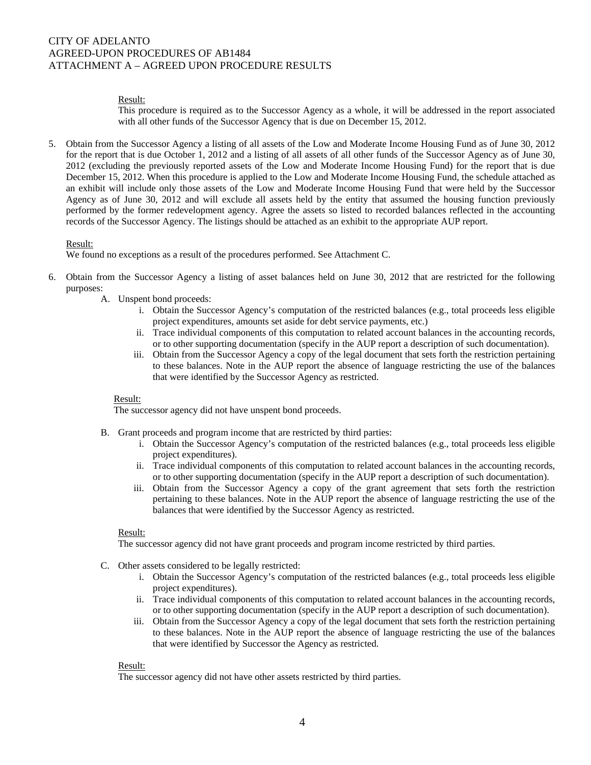Result:

This procedure is required as to the Successor Agency as a whole, it will be addressed in the report associated with all other funds of the Successor Agency that is due on December 15, 2012.

5. Obtain from the Successor Agency a listing of all assets of the Low and Moderate Income Housing Fund as of June 30, 2012 for the report that is due October 1, 2012 and a listing of all assets of all other funds of the Successor Agency as of June 30, 2012 (excluding the previously reported assets of the Low and Moderate Income Housing Fund) for the report that is due December 15, 2012. When this procedure is applied to the Low and Moderate Income Housing Fund, the schedule attached as an exhibit will include only those assets of the Low and Moderate Income Housing Fund that were held by the Successor Agency as of June 30, 2012 and will exclude all assets held by the entity that assumed the housing function previously performed by the former redevelopment agency. Agree the assets so listed to recorded balances reflected in the accounting records of the Successor Agency. The listings should be attached as an exhibit to the appropriate AUP report.

   Result:

   We found no exceptions as a result of the procedures performed. See Attachment C.

6. Obtain from the Successor Agency a listing of asset balances held on June 30, 2012 that are restricted for the following purposes:

   A. Unspent bond proceeds:
      i. Obtain the Successor Agency's computation of the restricted balances (e.g., total proceeds less eligible project expenditures, amounts set aside for debt service payments, etc.)
      ii. Trace individual components of this computation to related account balances in the accounting records, or to other supporting documentation (specify in the AUP report a description of such documentation).
      iii. Obtain from the Successor Agency a copy of the legal document that sets forth the restriction pertaining to these balances. Note in the AUP report the absence of language restricting the use of the balances that were identified by the Successor Agency as restricted.

      Result:

      The successor agency did not have unspent bond proceeds.

   B. Grant proceeds and program income that are restricted by third parties:
      i. Obtain the Successor Agency's computation of the restricted balances (e.g., total proceeds less eligible project expenditures).
      ii. Trace individual components of this computation to related account balances in the accounting records, or to other supporting documentation (specify in the AUP report a description of such documentation).
      iii. Obtain from the Successor Agency a copy of the grant agreement that sets forth the restriction pertaining to these balances. Note in the AUP report the absence of language restricting the use of the balances that were identified by the Successor Agency as restricted.

      Result:

      The successor agency did not have grant proceeds and program income restricted by third parties.

   C. Other assets considered to be legally restricted:
      i. Obtain the Successor Agency's computation of the restricted balances (e.g., total proceeds less eligible project expenditures).
      ii. Trace individual components of this computation to related account balances in the accounting records, or to other supporting documentation (specify in the AUP report a description of such documentation).
      iii. Obtain from the Successor Agency a copy of the legal document that sets forth the restriction pertaining to these balances. Note in the AUP report the absence of language restricting the use of the balances that were identified by Successor the Agency as restricted.

      Result:

      The successor agency did not have other assets restricted by third parties.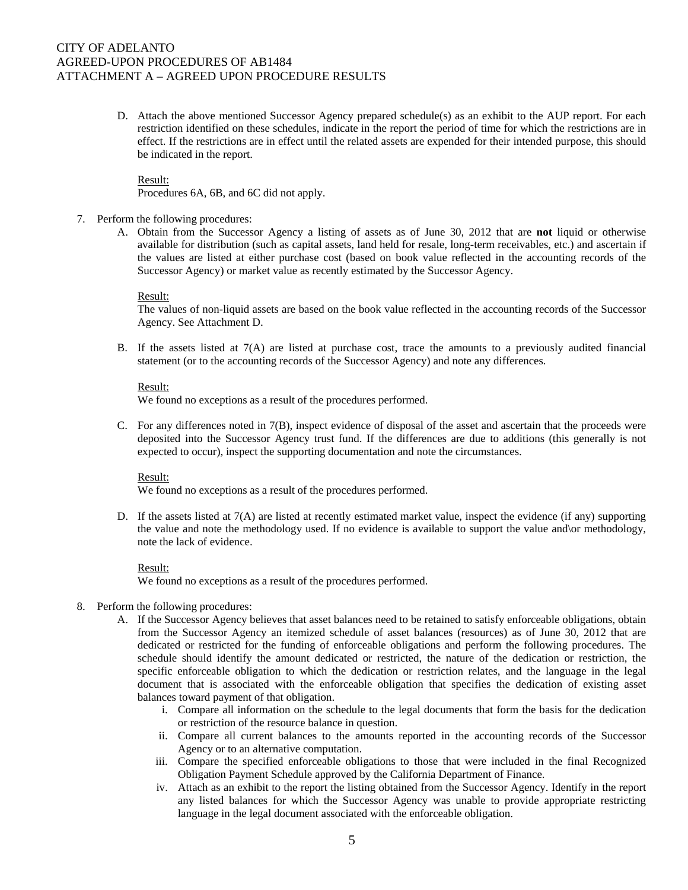D. Attach the above mentioned Successor Agency prepared schedule(s) as an exhibit to the AUP report. For each restriction identified on these schedules, indicate in the report the period of time for which the restrictions are in effect. If the restrictions are in effect until the related assets are expended for their intended purpose, this should be indicated in the report.

   Result:
   Procedures 6A, 6B, and 6C did not apply.

7. Perform the following procedures:
   A. Obtain from the Successor Agency a listing of assets as of June 30, 2012 that are **not** liquid or otherwise available for distribution (such as capital assets, land held for resale, long-term receivables, etc.) and ascertain if the values are listed at either purchase cost (based on book value reflected in the accounting records of the Successor Agency) or market value as recently estimated by the Successor Agency.

      Result:
      The values of non-liquid assets are based on the book value reflected in the accounting records of the Successor Agency. See Attachment D.

   B. If the assets listed at 7(A) are listed at purchase cost, trace the amounts to a previously audited financial statement (or to the accounting records of the Successor Agency) and note any differences.

      Result:
      We found no exceptions as a result of the procedures performed.

   C. For any differences noted in 7(B), inspect evidence of disposal of the asset and ascertain that the proceeds were deposited into the Successor Agency trust fund. If the differences are due to additions (this generally is not expected to occur), inspect the supporting documentation and note the circumstances.

      Result:
      We found no exceptions as a result of the procedures performed.

   D. If the assets listed at 7(A) are listed at recently estimated market value, inspect the evidence (if any) supporting the value and note the methodology used. If no evidence is available to support the value and\or methodology, note the lack of evidence.

      Result:
      We found no exceptions as a result of the procedures performed.

8. Perform the following procedures:
   A. If the Successor Agency believes that asset balances need to be retained to satisfy enforceable obligations, obtain from the Successor Agency an itemized schedule of asset balances (resources) as of June 30, 2012 that are dedicated or restricted for the funding of enforceable obligations and perform the following procedures. The schedule should identify the amount dedicated or restricted, the nature of the dedication or restriction, the specific enforceable obligation to which the dedication or restriction relates, and the language in the legal document that is associated with the enforceable obligation that specifies the dedication of existing asset balances toward payment of that obligation.
      i. Compare all information on the schedule to the legal documents that form the basis for the dedication or restriction of the resource balance in question.
      ii. Compare all current balances to the amounts reported in the accounting records of the Successor Agency or to an alternative computation.
      iii. Compare the specified enforceable obligations to those that were included in the final Recognized Obligation Payment Schedule approved by the California Department of Finance.
      iv. Attach as an exhibit to the report the listing obtained from the Successor Agency. Identify in the report any listed balances for which the Successor Agency was unable to provide appropriate restricting language in the legal document associated with the enforceable obligation.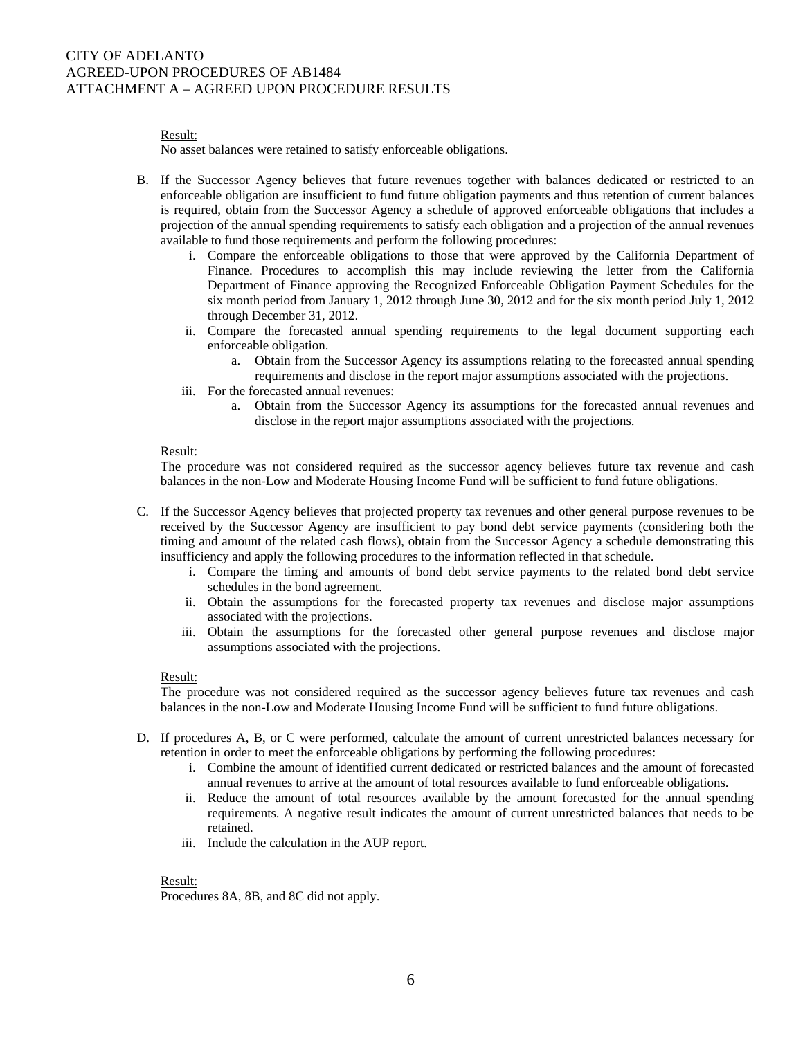Result:
No asset balances were retained to satisfy enforceable obligations.

B. If the Successor Agency believes that future revenues together with balances dedicated or restricted to an enforceable obligation are insufficient to fund future obligation payments and thus retention of current balances is required, obtain from the Successor Agency a schedule of approved enforceable obligations that includes a projection of the annual spending requirements to satisfy each obligation and a projection of the annual revenues available to fund those requirements and perform the following procedures:
   i. Compare the enforceable obligations to those that were approved by the California Department of Finance. Procedures to accomplish this may include reviewing the letter from the California Department of Finance approving the Recognized Enforceable Obligation Payment Schedules for the six month period from January 1, 2012 through June 30, 2012 and for the six month period July 1, 2012 through December 31, 2012.
   ii. Compare the forecasted annual spending requirements to the legal document supporting each enforceable obligation.
      a. Obtain from the Successor Agency its assumptions relating to the forecasted annual spending requirements and disclose in the report major assumptions associated with the projections.
   iii. For the forecasted annual revenues:
      a. Obtain from the Successor Agency its assumptions for the forecasted annual revenues and disclose in the report major assumptions associated with the projections.

Result:
The procedure was not considered required as the successor agency believes future tax revenue and cash balances in the non-Low and Moderate Housing Income Fund will be sufficient to fund future obligations.

C. If the Successor Agency believes that projected property tax revenues and other general purpose revenues to be received by the Successor Agency are insufficient to pay bond debt service payments (considering both the timing and amount of the related cash flows), obtain from the Successor Agency a schedule demonstrating this insufficiency and apply the following procedures to the information reflected in that schedule.
   i. Compare the timing and amounts of bond debt service payments to the related bond debt service schedules in the bond agreement.
   ii. Obtain the assumptions for the forecasted property tax revenues and disclose major assumptions associated with the projections.
   iii. Obtain the assumptions for the forecasted other general purpose revenues and disclose major assumptions associated with the projections.

Result:
The procedure was not considered required as the successor agency believes future tax revenues and cash balances in the non-Low and Moderate Housing Income Fund will be sufficient to fund future obligations.

D. If procedures A, B, or C were performed, calculate the amount of current unrestricted balances necessary for retention in order to meet the enforceable obligations by performing the following procedures:
   i. Combine the amount of identified current dedicated or restricted balances and the amount of forecasted annual revenues to arrive at the amount of total resources available to fund enforceable obligations.
   ii. Reduce the amount of total resources available by the amount forecasted for the annual spending requirements. A negative result indicates the amount of current unrestricted balances that needs to be retained.
   iii. Include the calculation in the AUP report.

Result:
Procedures 8A, 8B, and 8C did not apply.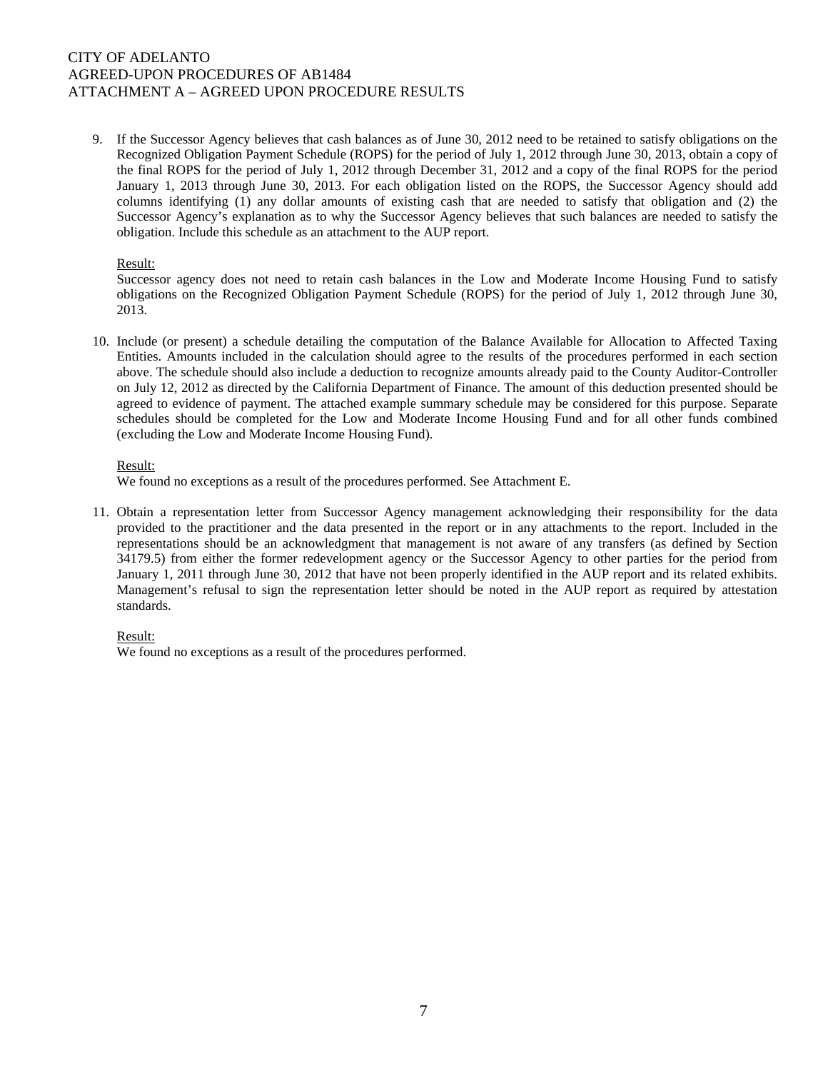9. If the Successor Agency believes that cash balances as of June 30, 2012 need to be retained to satisfy obligations on the Recognized Obligation Payment Schedule (ROPS) for the period of July 1, 2012 through June 30, 2013, obtain a copy of the final ROPS for the period of July 1, 2012 through December 31, 2012 and a copy of the final ROPS for the period January 1, 2013 through June 30, 2013. For each obligation listed on the ROPS, the Successor Agency should add columns identifying (1) any dollar amounts of existing cash that are needed to satisfy that obligation and (2) the Successor Agency's explanation as to why the Successor Agency believes that such balances are needed to satisfy the obligation. Include this schedule as an attachment to the AUP report.

   Result:
   Successor agency does not need to retain cash balances in the Low and Moderate Income Housing Fund to satisfy obligations on the Recognized Obligation Payment Schedule (ROPS) for the period of July 1, 2012 through June 30, 2013.

10. Include (or present) a schedule detailing the computation of the Balance Available for Allocation to Affected Taxing Entities. Amounts included in the calculation should agree to the results of the procedures performed in each section above. The schedule should also include a deduction to recognize amounts already paid to the County Auditor-Controller on July 12, 2012 as directed by the California Department of Finance. The amount of this deduction presented should be agreed to evidence of payment. The attached example summary schedule may be considered for this purpose. Separate schedules should be completed for the Low and Moderate Income Housing Fund and for all other funds combined (excluding the Low and Moderate Income Housing Fund).

    Result:
    We found no exceptions as a result of the procedures performed. See Attachment E.

11. Obtain a representation letter from Successor Agency management acknowledging their responsibility for the data provided to the practitioner and the data presented in the report or in any attachments to the report. Included in the representations should be an acknowledgment that management is not aware of any transfers (as defined by Section 34179.5) from either the former redevelopment agency or the Successor Agency to other parties for the period from January 1, 2011 through June 30, 2012 that have not been properly identified in the AUP report and its related exhibits. Management's refusal to sign the representation letter should be noted in the AUP report as required by attestation standards.

    Result:
    We found no exceptions as a result of the procedures performed.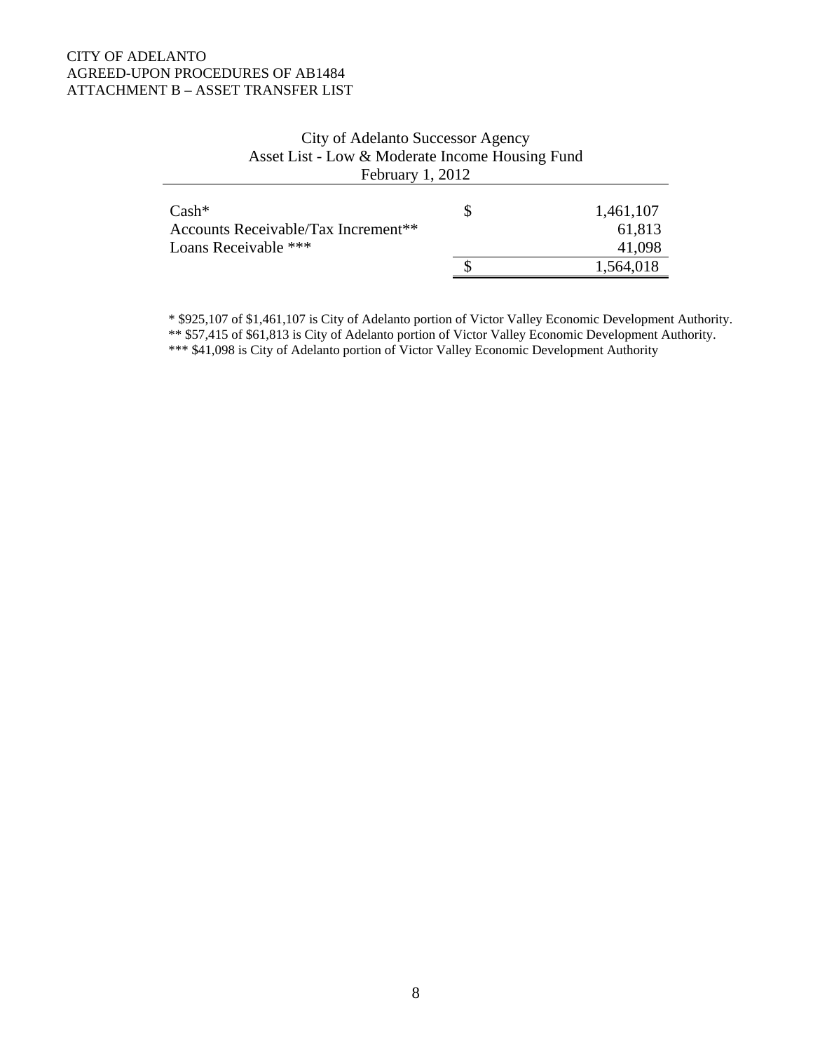CITY OF ADELANTO
AGREED-UPON PROCEDURES OF AB1484
ATTACHMENT B – ASSET TRANSFER LIST

City of Adelanto Successor Agency
Asset List - Low & Moderate Income Housing Fund
February 1, 2012

| | | |
|---|---|---|
| Cash* | $ | 1,461,107 |
| Accounts Receivable/Tax Increment** | | 61,813 |
| Loans Receivable *** | | 41,098 |
| | $ | 1,564,018 |

* $925,107 of $1,461,107 is City of Adelanto portion of Victor Valley Economic Development Authority.
** $57,415 of $61,813 is City of Adelanto portion of Victor Valley Economic Development Authority.
*** $41,098 is City of Adelanto portion of Victor Valley Economic Development Authority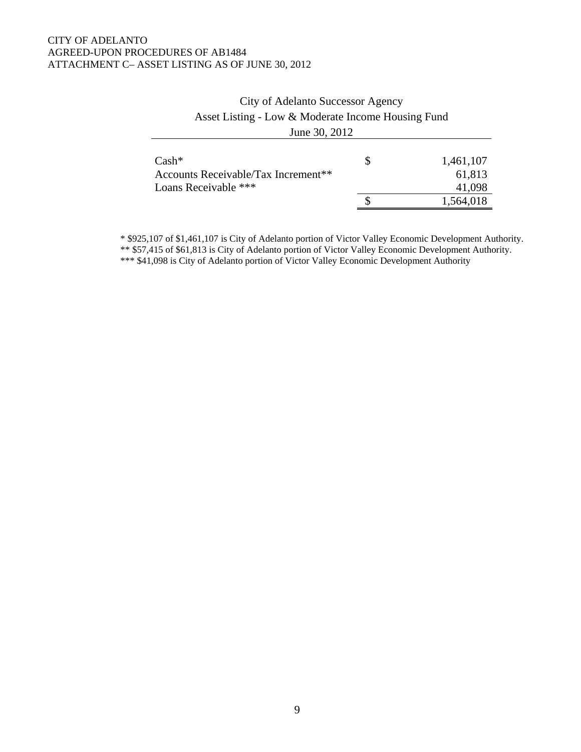CITY OF ADELANTO
AGREED-UPON PROCEDURES OF AB1484
ATTACHMENT C– ASSET LISTING AS OF JUNE 30, 2012

City of Adelanto Successor Agency
Asset Listing - Low & Moderate Income Housing Fund
June 30, 2012

| | | |
|---|---|---|
| Cash* | $ | 1,461,107 |
| Accounts Receivable/Tax Increment** | | 61,813 |
| Loans Receivable *** | | 41,098 |
| | $ | 1,564,018 |

* $925,107 of $1,461,107 is City of Adelanto portion of Victor Valley Economic Development Authority.
** $57,415 of $61,813 is City of Adelanto portion of Victor Valley Economic Development Authority.
*** $41,098 is City of Adelanto portion of Victor Valley Economic Development Authority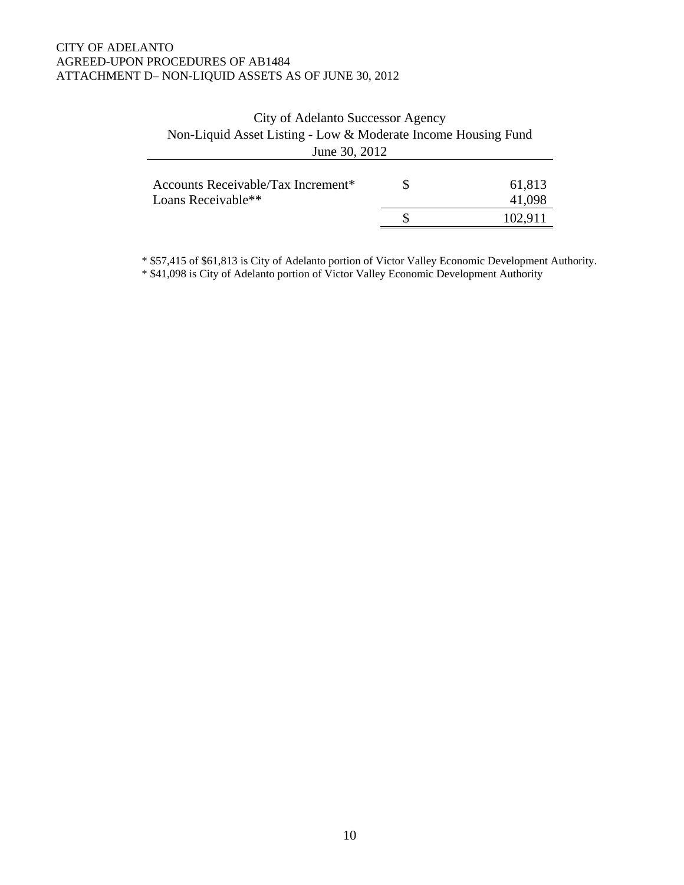CITY OF ADELANTO
AGREED-UPON PROCEDURES OF AB1484
ATTACHMENT D– NON-LIQUID ASSETS AS OF JUNE 30, 2012

City of Adelanto Successor Agency
Non-Liquid Asset Listing - Low & Moderate Income Housing Fund
June 30, 2012

| | | |
|---|---|---|
| Accounts Receivable/Tax Increment* | $ | 61,813 |
| Loans Receivable** | | 41,098 |
| | $ | 102,911 |

* $57,415 of $61,813 is City of Adelanto portion of Victor Valley Economic Development Authority.
* $41,098 is City of Adelanto portion of Victor Valley Economic Development Authority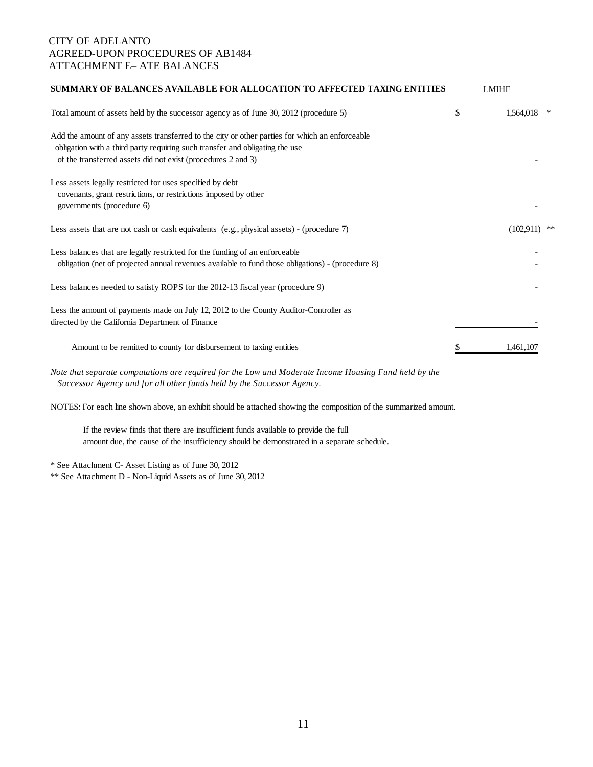CITY OF ADELANTO
AGREED-UPON PROCEDURES OF AB1484
ATTACHMENT E– ATE BALANCES

| **SUMMARY OF BALANCES AVAILABLE FOR ALLOCATION TO AFFECTED TAXING ENTITIES** | | LMIHF | |
|---|---|---|---|
| Total amount of assets held by the successor agency as of June 30, 2012 (procedure 5) | $ | 1,564,018 | * |
| Add the amount of any assets transferred to the city or other parties for which an enforceable obligation with a third party requiring such transfer and obligating the use of the transferred assets did not exist (procedures 2 and 3) | | - | |
| Less assets legally restricted for uses specified by debt covenants, grant restrictions, or restrictions imposed by other governments (procedure 6) | | - | |
| Less assets that are not cash or cash equivalents (e.g., physical assets) - (procedure 7) | | (102,911) | ** |
| Less balances that are legally restricted for the funding of an enforceable obligation (net of projected annual revenues available to fund those obligations) - (procedure 8) | | - | |
| Less balances needed to satisfy ROPS for the 2012-13 fiscal year (procedure 9) | | - | |
| Less the amount of payments made on July 12, 2012 to the County Auditor-Controller as directed by the California Department of Finance | | - | |
| Amount to be remitted to county for disbursement to taxing entities | $ | 1,461,107 | |

*Note that separate computations are required for the Low and Moderate Income Housing Fund held by the Successor Agency and for all other funds held by the Successor Agency.*

NOTES: For each line shown above, an exhibit should be attached showing the composition of the summarized amount.

If the review finds that there are insufficient funds available to provide the full amount due, the cause of the insufficiency should be demonstrated in a separate schedule.

* See Attachment C- Asset Listing as of June 30, 2012
** See Attachment D - Non-Liquid Assets as of June 30, 2012